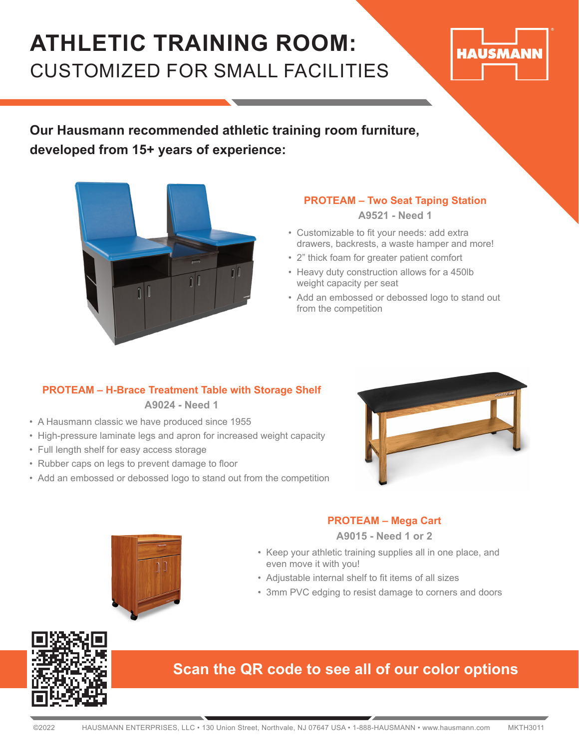# ATHLETIC TRAINING ROOM:
## CUSTOMIZED FOR SMALL FACILITIES

HAUSMANN

**Our Hausmann recommended athletic training room furniture, developed from 15+ years of experience:**

### PROTEAM – Two Seat Taping Station

**A9521 - Need 1**

- Customizable to fit your needs: add extra drawers, backrests, a waste hamper and more!
- 2" thick foam for greater patient comfort
- Heavy duty construction allows for a 450lb weight capacity per seat
- Add an embossed or debossed logo to stand out from the competition

### PROTEAM – H-Brace Treatment Table with Storage Shelf

**A9024 - Need 1**

- A Hausmann classic we have produced since 1955
- High-pressure laminate legs and apron for increased weight capacity
- Full length shelf for easy access storage
- Rubber caps on legs to prevent damage to floor
- Add an embossed or debossed logo to stand out from the competition

### PROTEAM – Mega Cart

**A9015 - Need 1 or 2**

- Keep your athletic training supplies all in one place, and even move it with you!
- Adjustable internal shelf to fit items of all sizes
- 3mm PVC edging to resist damage to corners and doors

**Scan the QR code to see all of our color options**

©2022 HAUSMANN ENTERPRISES, LLC • 130 Union Street, Northvale, NJ 07647 USA • 1-888-HAUSMANN • www.hausmann.com MKTH3011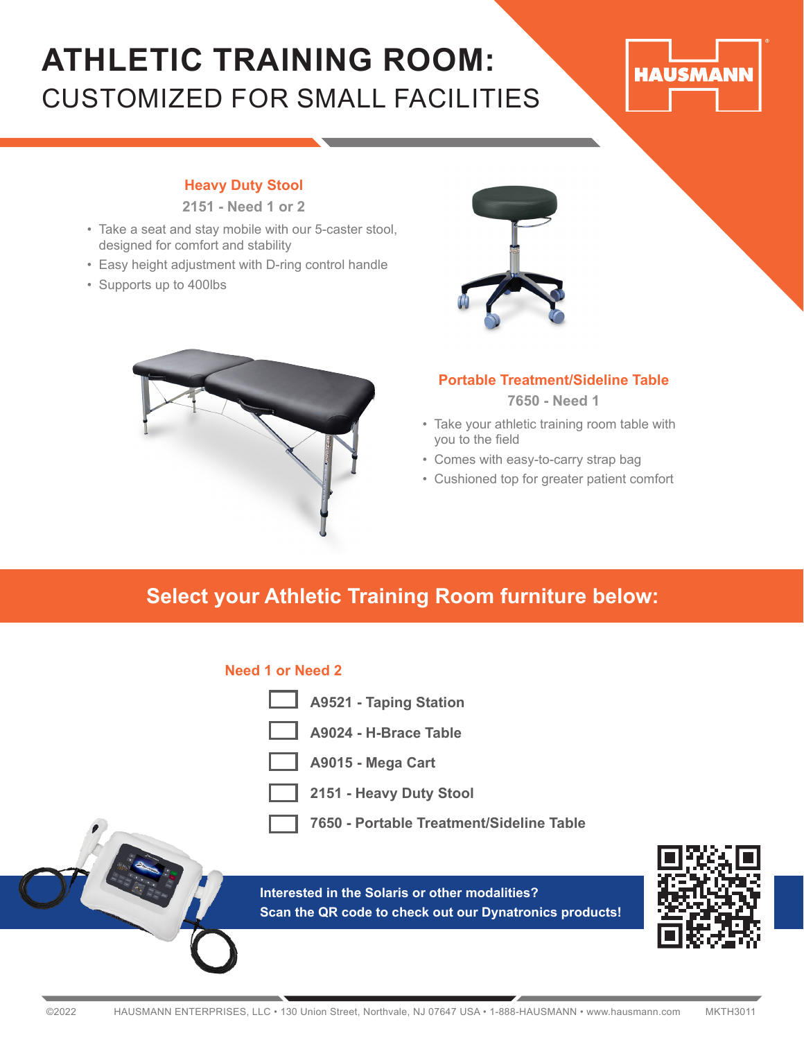# ATHLETIC TRAINING ROOM:
## CUSTOMIZED FOR SMALL FACILITIES

HAUSMANN

### Heavy Duty Stool

**2151 - Need 1 or 2**

- Take a seat and stay mobile with our 5-caster stool, designed for comfort and stability
- Easy height adjustment with D-ring control handle
- Supports up to 400lbs

### Portable Treatment/Sideline Table

**7650 - Need 1**

- Take your athletic training room table with you to the field
- Comes with easy-to-carry strap bag
- Cushioned top for greater patient comfort

## Select your Athletic Training Room furniture below:

**Need 1 or Need 2**

- [ ] A9521 - Taping Station
- [ ] A9024 - H-Brace Table
- [ ] A9015 - Mega Cart
- [ ] 2151 - Heavy Duty Stool
- [ ] 7650 - Portable Treatment/Sideline Table

**Interested in the Solaris or other modalities?**
**Scan the QR code to check out our Dynatronics products!**

©2022 HAUSMANN ENTERPRISES, LLC • 130 Union Street, Northvale, NJ 07647 USA • 1-888-HAUSMANN • www.hausmann.com MKTH3011